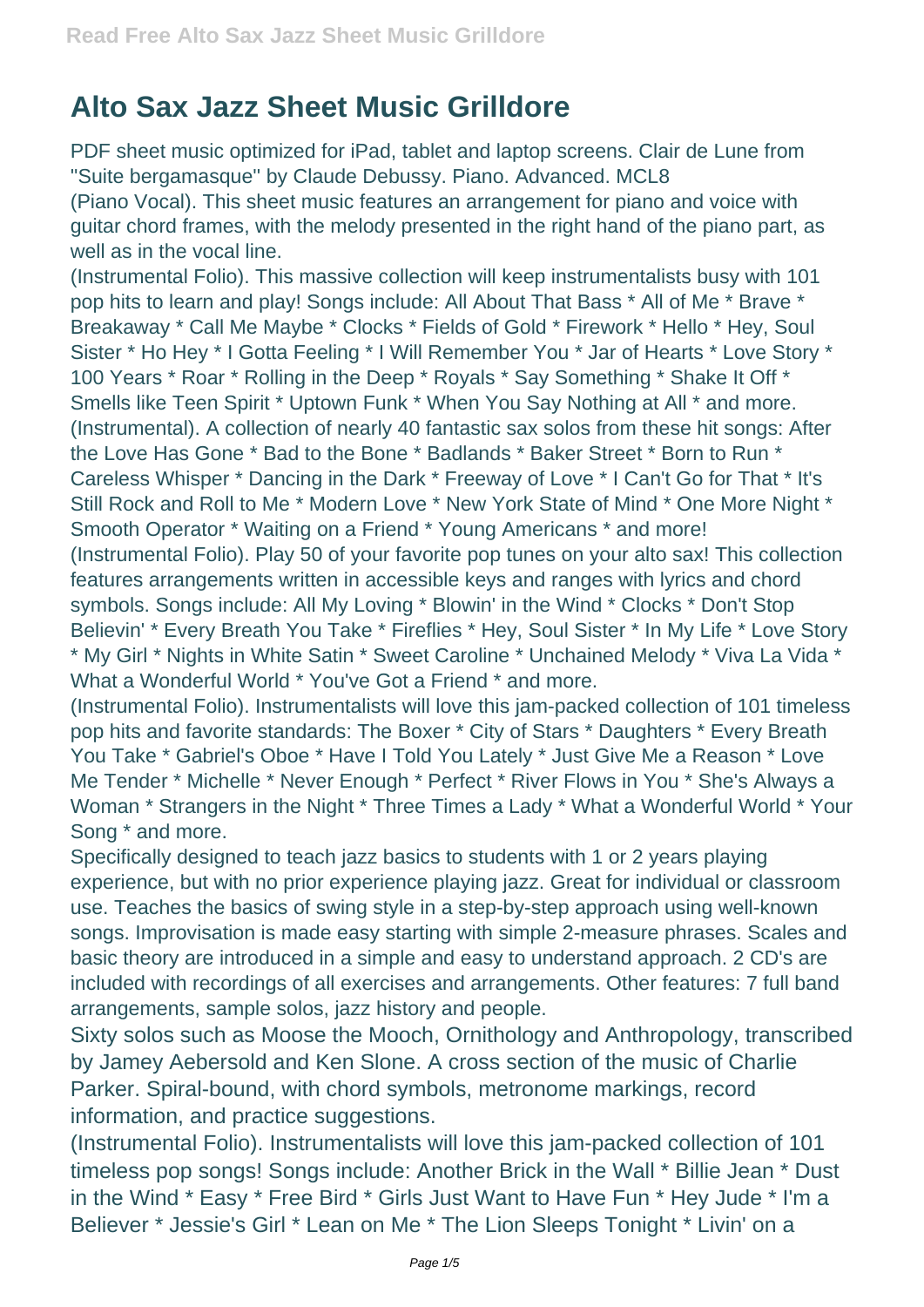# Alto Sax Jazz Sheet Music Grilldore

PDF sheet music optimized for iPad, tablet and laptop screens. Clair de Lune from "Suite bergamasque" by Claude Debussy. Piano. Advanced. MCL8

(Piano Vocal). This sheet music features an arrangement for piano and voice with guitar chord frames, with the melody presented in the right hand of the piano part, as well as in the vocal line.

(Instrumental Folio). This massive collection will keep instrumentalists busy with 101 pop hits to learn and play! Songs include: All About That Bass * All of Me * Brave * Breakaway * Call Me Maybe * Clocks * Fields of Gold * Firework * Hello * Hey, Soul Sister * Ho Hey * I Gotta Feeling * I Will Remember You * Jar of Hearts * Love Story * 100 Years * Roar * Rolling in the Deep * Royals * Say Something * Shake It Off * Smells like Teen Spirit * Uptown Funk * When You Say Nothing at All * and more.

(Instrumental). A collection of nearly 40 fantastic sax solos from these hit songs: After the Love Has Gone * Bad to the Bone * Badlands * Baker Street * Born to Run * Careless Whisper * Dancing in the Dark * Freeway of Love * I Can't Go for That * It's Still Rock and Roll to Me * Modern Love * New York State of Mind * One More Night * Smooth Operator * Waiting on a Friend * Young Americans * and more!

(Instrumental Folio). Play 50 of your favorite pop tunes on your alto sax! This collection features arrangements written in accessible keys and ranges with lyrics and chord symbols. Songs include: All My Loving * Blowin' in the Wind * Clocks * Don't Stop Believin' * Every Breath You Take * Fireflies * Hey, Soul Sister * In My Life * Love Story * My Girl * Nights in White Satin * Sweet Caroline * Unchained Melody * Viva La Vida * What a Wonderful World * You've Got a Friend * and more.

(Instrumental Folio). Instrumentalists will love this jam-packed collection of 101 timeless pop hits and favorite standards: The Boxer * City of Stars * Daughters * Every Breath You Take * Gabriel's Oboe * Have I Told You Lately * Just Give Me a Reason * Love Me Tender * Michelle * Never Enough * Perfect * River Flows in You * She's Always a Woman * Strangers in the Night * Three Times a Lady * What a Wonderful World * Your Song * and more.

Specifically designed to teach jazz basics to students with 1 or 2 years playing experience, but with no prior experience playing jazz. Great for individual or classroom use. Teaches the basics of swing style in a step-by-step approach using well-known songs. Improvisation is made easy starting with simple 2-measure phrases. Scales and basic theory are introduced in a simple and easy to understand approach. 2 CD's are included with recordings of all exercises and arrangements. Other features: 7 full band arrangements, sample solos, jazz history and people.

Sixty solos such as Moose the Mooch, Ornithology and Anthropology, transcribed by Jamey Aebersold and Ken Slone. A cross section of the music of Charlie Parker. Spiral-bound, with chord symbols, metronome markings, record information, and practice suggestions.

(Instrumental Folio). Instrumentalists will love this jam-packed collection of 101 timeless pop songs! Songs include: Another Brick in the Wall * Billie Jean * Dust in the Wind * Easy * Free Bird * Girls Just Want to Have Fun * Hey Jude * I'm a Believer * Jessie's Girl * Lean on Me * The Lion Sleeps Tonight * Livin' on a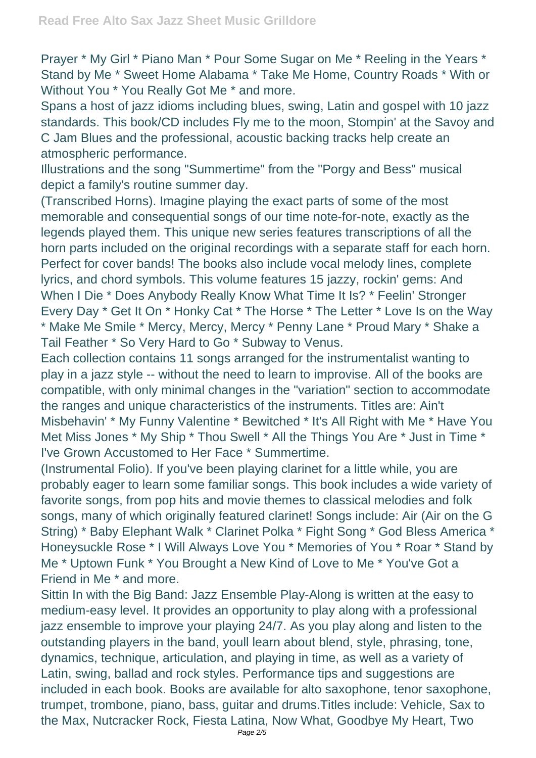Prayer * My Girl * Piano Man * Pour Some Sugar on Me * Reeling in the Years * Stand by Me * Sweet Home Alabama * Take Me Home, Country Roads * With or Without You * You Really Got Me * and more.

Spans a host of jazz idioms including blues, swing, Latin and gospel with 10 jazz standards. This book/CD includes Fly me to the moon, Stompin' at the Savoy and C Jam Blues and the professional, acoustic backing tracks help create an atmospheric performance.

Illustrations and the song "Summertime" from the "Porgy and Bess" musical depict a family's routine summer day.

(Transcribed Horns). Imagine playing the exact parts of some of the most memorable and consequential songs of our time note-for-note, exactly as the legends played them. This unique new series features transcriptions of all the horn parts included on the original recordings with a separate staff for each horn. Perfect for cover bands! The books also include vocal melody lines, complete lyrics, and chord symbols. This volume features 15 jazzy, rockin' gems: And When I Die * Does Anybody Really Know What Time It Is? * Feelin' Stronger Every Day * Get It On * Honky Cat * The Horse * The Letter * Love Is on the Way * Make Me Smile * Mercy, Mercy, Mercy * Penny Lane * Proud Mary * Shake a Tail Feather * So Very Hard to Go * Subway to Venus.

Each collection contains 11 songs arranged for the instrumentalist wanting to play in a jazz style -- without the need to learn to improvise. All of the books are compatible, with only minimal changes in the "variation" section to accommodate the ranges and unique characteristics of the instruments. Titles are: Ain't Misbehavin' * My Funny Valentine * Bewitched * It's All Right with Me * Have You Met Miss Jones * My Ship * Thou Swell * All the Things You Are * Just in Time * I've Grown Accustomed to Her Face * Summertime.

(Instrumental Folio). If you've been playing clarinet for a little while, you are probably eager to learn some familiar songs. This book includes a wide variety of favorite songs, from pop hits and movie themes to classical melodies and folk songs, many of which originally featured clarinet! Songs include: Air (Air on the G String) * Baby Elephant Walk * Clarinet Polka * Fight Song * God Bless America * Honeysuckle Rose * I Will Always Love You * Memories of You * Roar * Stand by Me * Uptown Funk * You Brought a New Kind of Love to Me * You've Got a Friend in Me * and more.

Sittin In with the Big Band: Jazz Ensemble Play-Along is written at the easy to medium-easy level. It provides an opportunity to play along with a professional jazz ensemble to improve your playing 24/7. As you play along and listen to the outstanding players in the band, youll learn about blend, style, phrasing, tone, dynamics, technique, articulation, and playing in time, as well as a variety of Latin, swing, ballad and rock styles. Performance tips and suggestions are included in each book. Books are available for alto saxophone, tenor saxophone, trumpet, trombone, piano, bass, guitar and drums.Titles include: Vehicle, Sax to the Max, Nutcracker Rock, Fiesta Latina, Now What, Goodbye My Heart, Two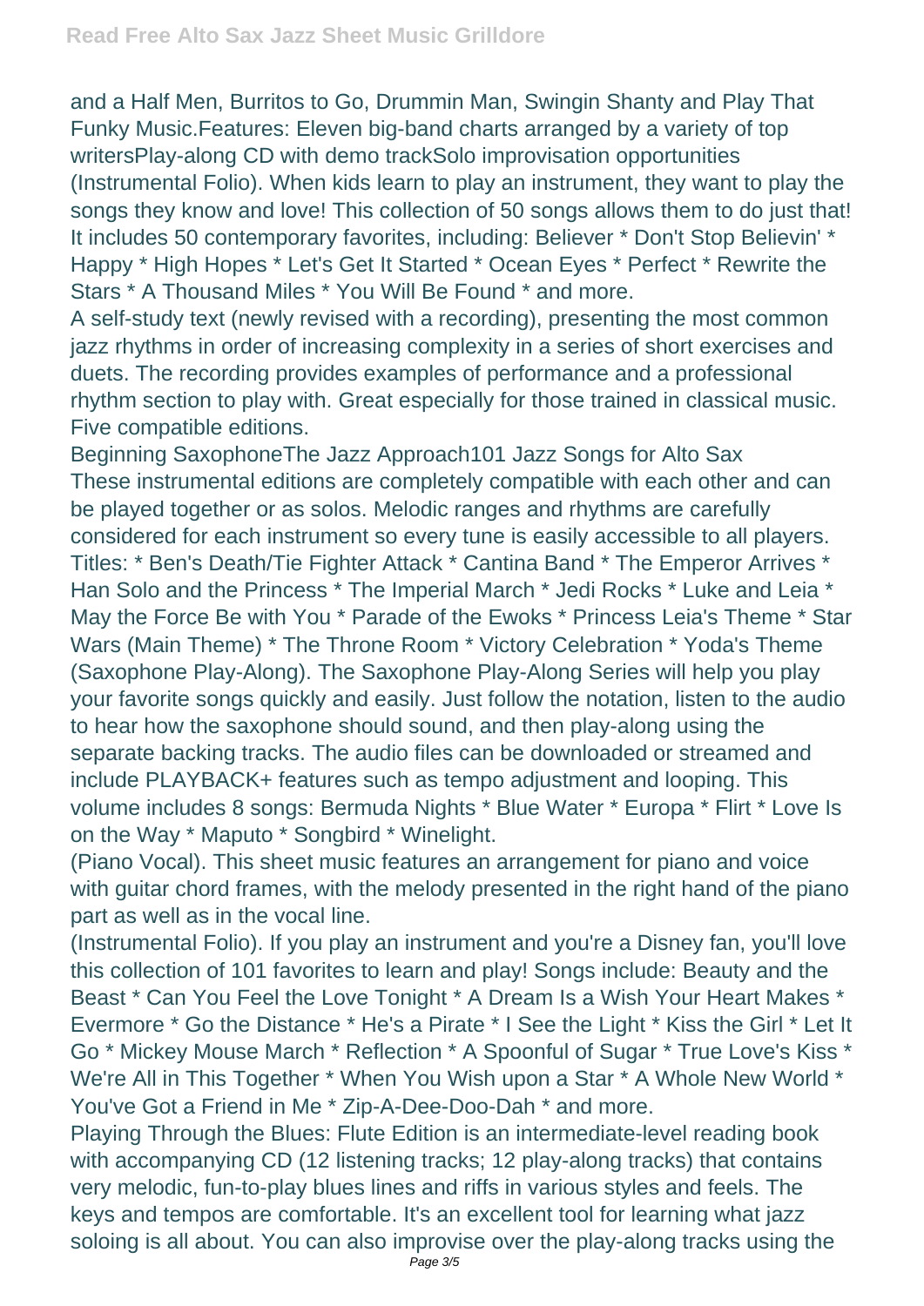and a Half Men, Burritos to Go, Drummin Man, Swingin Shanty and Play That Funky Music.Features: Eleven big-band charts arranged by a variety of top writersPlay-along CD with demo trackSolo improvisation opportunities (Instrumental Folio). When kids learn to play an instrument, they want to play the songs they know and love! This collection of 50 songs allows them to do just that! It includes 50 contemporary favorites, including: Believer * Don't Stop Believin' * Happy * High Hopes * Let's Get It Started * Ocean Eyes * Perfect * Rewrite the Stars * A Thousand Miles * You Will Be Found * and more.

A self-study text (newly revised with a recording), presenting the most common jazz rhythms in order of increasing complexity in a series of short exercises and duets. The recording provides examples of performance and a professional rhythm section to play with. Great especially for those trained in classical music. Five compatible editions.

Beginning SaxophoneThe Jazz Approach101 Jazz Songs for Alto Sax These instrumental editions are completely compatible with each other and can be played together or as solos. Melodic ranges and rhythms are carefully considered for each instrument so every tune is easily accessible to all players. Titles: * Ben's Death/Tie Fighter Attack * Cantina Band * The Emperor Arrives * Han Solo and the Princess * The Imperial March * Jedi Rocks * Luke and Leia * May the Force Be with You * Parade of the Ewoks * Princess Leia's Theme * Star Wars (Main Theme) * The Throne Room * Victory Celebration * Yoda's Theme (Saxophone Play-Along). The Saxophone Play-Along Series will help you play your favorite songs quickly and easily. Just follow the notation, listen to the audio to hear how the saxophone should sound, and then play-along using the separate backing tracks. The audio files can be downloaded or streamed and include PLAYBACK+ features such as tempo adjustment and looping. This volume includes 8 songs: Bermuda Nights * Blue Water * Europa * Flirt * Love Is on the Way * Maputo * Songbird * Winelight.

(Piano Vocal). This sheet music features an arrangement for piano and voice with guitar chord frames, with the melody presented in the right hand of the piano part as well as in the vocal line.

(Instrumental Folio). If you play an instrument and you're a Disney fan, you'll love this collection of 101 favorites to learn and play! Songs include: Beauty and the Beast * Can You Feel the Love Tonight * A Dream Is a Wish Your Heart Makes * Evermore * Go the Distance * He's a Pirate * I See the Light * Kiss the Girl * Let It Go * Mickey Mouse March * Reflection * A Spoonful of Sugar * True Love's Kiss * We're All in This Together * When You Wish upon a Star * A Whole New World * You've Got a Friend in Me * Zip-A-Dee-Doo-Dah * and more.

Playing Through the Blues: Flute Edition is an intermediate-level reading book with accompanying CD (12 listening tracks; 12 play-along tracks) that contains very melodic, fun-to-play blues lines and riffs in various styles and feels. The keys and tempos are comfortable. It's an excellent tool for learning what jazz soloing is all about. You can also improvise over the play-along tracks using the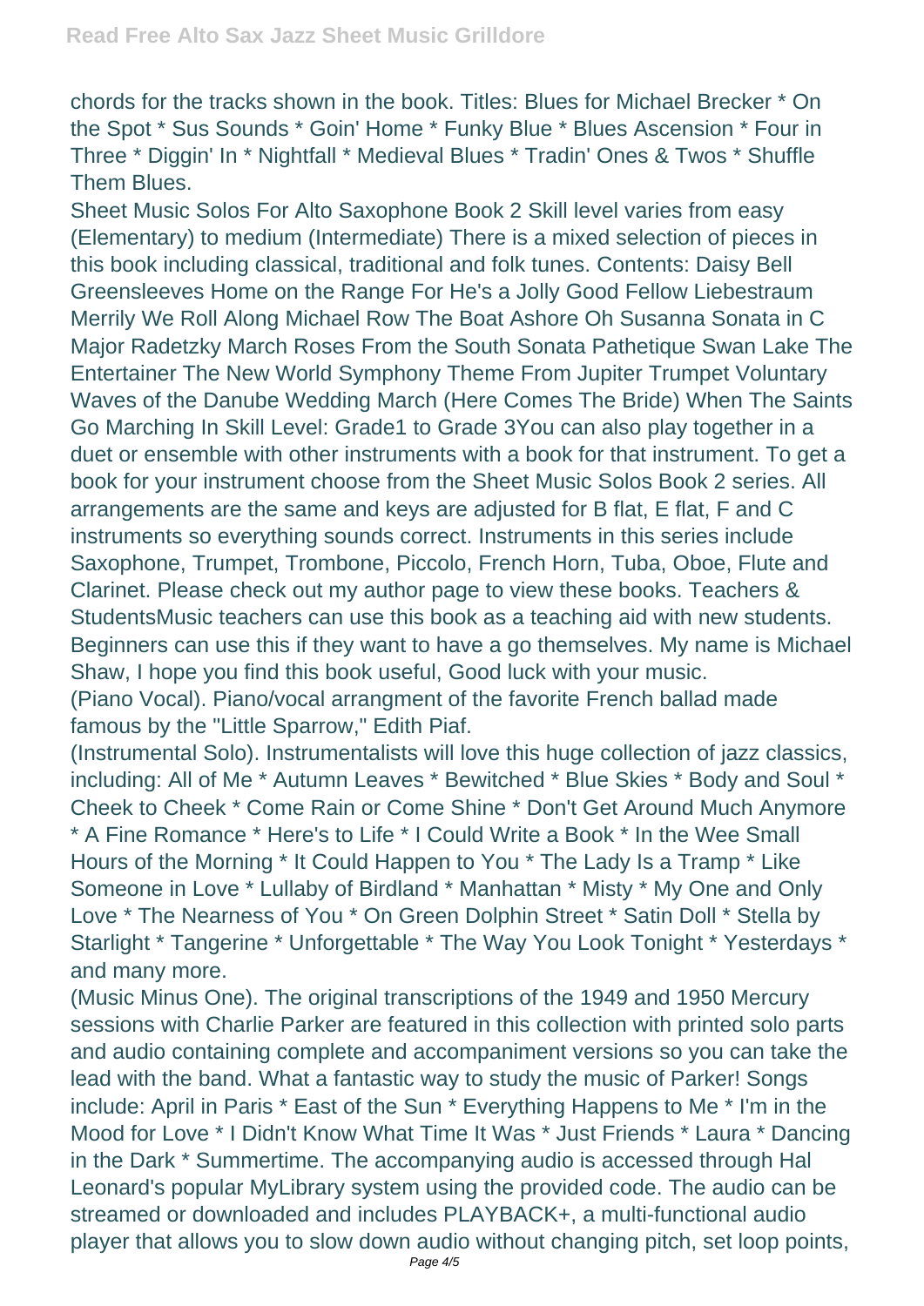chords for the tracks shown in the book. Titles: Blues for Michael Brecker * On the Spot * Sus Sounds * Goin' Home * Funky Blue * Blues Ascension * Four in Three * Diggin' In * Nightfall * Medieval Blues * Tradin' Ones & Twos * Shuffle Them Blues.

Sheet Music Solos For Alto Saxophone Book 2 Skill level varies from easy (Elementary) to medium (Intermediate) There is a mixed selection of pieces in this book including classical, traditional and folk tunes. Contents: Daisy Bell Greensleeves Home on the Range For He's a Jolly Good Fellow Liebestraum Merrily We Roll Along Michael Row The Boat Ashore Oh Susanna Sonata in C Major Radetzky March Roses From the South Sonata Pathetique Swan Lake The Entertainer The New World Symphony Theme From Jupiter Trumpet Voluntary Waves of the Danube Wedding March (Here Comes The Bride) When The Saints Go Marching In Skill Level: Grade1 to Grade 3You can also play together in a duet or ensemble with other instruments with a book for that instrument. To get a book for your instrument choose from the Sheet Music Solos Book 2 series. All arrangements are the same and keys are adjusted for B flat, E flat, F and C instruments so everything sounds correct. Instruments in this series include Saxophone, Trumpet, Trombone, Piccolo, French Horn, Tuba, Oboe, Flute and Clarinet. Please check out my author page to view these books. Teachers & StudentsMusic teachers can use this book as a teaching aid with new students. Beginners can use this if they want to have a go themselves. My name is Michael Shaw, I hope you find this book useful, Good luck with your music.

(Piano Vocal). Piano/vocal arrangment of the favorite French ballad made famous by the "Little Sparrow," Edith Piaf.

(Instrumental Solo). Instrumentalists will love this huge collection of jazz classics, including: All of Me * Autumn Leaves * Bewitched * Blue Skies * Body and Soul * Cheek to Cheek * Come Rain or Come Shine * Don't Get Around Much Anymore * A Fine Romance * Here's to Life * I Could Write a Book * In the Wee Small Hours of the Morning * It Could Happen to You * The Lady Is a Tramp * Like Someone in Love * Lullaby of Birdland * Manhattan * Misty * My One and Only Love * The Nearness of You * On Green Dolphin Street * Satin Doll * Stella by Starlight * Tangerine * Unforgettable * The Way You Look Tonight * Yesterdays * and many more.

(Music Minus One). The original transcriptions of the 1949 and 1950 Mercury sessions with Charlie Parker are featured in this collection with printed solo parts and audio containing complete and accompaniment versions so you can take the lead with the band. What a fantastic way to study the music of Parker! Songs include: April in Paris * East of the Sun * Everything Happens to Me * I'm in the Mood for Love * I Didn't Know What Time It Was * Just Friends * Laura * Dancing in the Dark * Summertime. The accompanying audio is accessed through Hal Leonard's popular MyLibrary system using the provided code. The audio can be streamed or downloaded and includes PLAYBACK+, a multi-functional audio player that allows you to slow down audio without changing pitch, set loop points,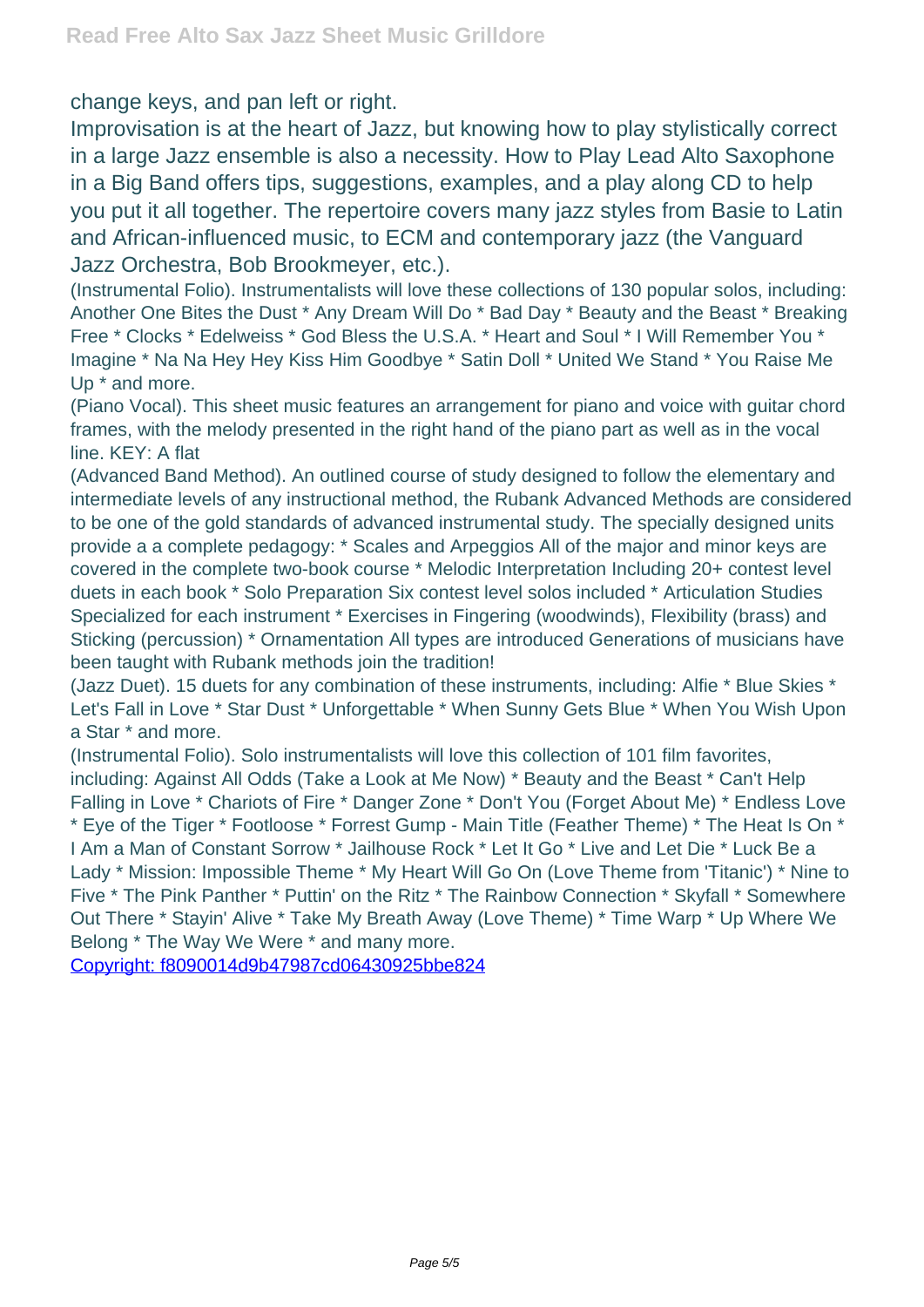change keys, and pan left or right.

Improvisation is at the heart of Jazz, but knowing how to play stylistically correct in a large Jazz ensemble is also a necessity. How to Play Lead Alto Saxophone in a Big Band offers tips, suggestions, examples, and a play along CD to help you put it all together. The repertoire covers many jazz styles from Basie to Latin and African-influenced music, to ECM and contemporary jazz (the Vanguard Jazz Orchestra, Bob Brookmeyer, etc.).

(Instrumental Folio). Instrumentalists will love these collections of 130 popular solos, including: Another One Bites the Dust * Any Dream Will Do * Bad Day * Beauty and the Beast * Breaking Free * Clocks * Edelweiss * God Bless the U.S.A. * Heart and Soul * I Will Remember You * Imagine * Na Na Hey Hey Kiss Him Goodbye * Satin Doll * United We Stand * You Raise Me Up * and more.

(Piano Vocal). This sheet music features an arrangement for piano and voice with guitar chord frames, with the melody presented in the right hand of the piano part as well as in the vocal line. KEY: A flat

(Advanced Band Method). An outlined course of study designed to follow the elementary and intermediate levels of any instructional method, the Rubank Advanced Methods are considered to be one of the gold standards of advanced instrumental study. The specially designed units provide a a complete pedagogy: * Scales and Arpeggios All of the major and minor keys are covered in the complete two-book course * Melodic Interpretation Including 20+ contest level duets in each book * Solo Preparation Six contest level solos included * Articulation Studies Specialized for each instrument * Exercises in Fingering (woodwinds), Flexibility (brass) and Sticking (percussion) * Ornamentation All types are introduced Generations of musicians have been taught with Rubank methods join the tradition!

(Jazz Duet). 15 duets for any combination of these instruments, including: Alfie * Blue Skies * Let's Fall in Love * Star Dust * Unforgettable * When Sunny Gets Blue * When You Wish Upon a Star * and more.

(Instrumental Folio). Solo instrumentalists will love this collection of 101 film favorites, including: Against All Odds (Take a Look at Me Now) * Beauty and the Beast * Can't Help Falling in Love * Chariots of Fire * Danger Zone * Don't You (Forget About Me) * Endless Love * Eye of the Tiger * Footloose * Forrest Gump - Main Title (Feather Theme) * The Heat Is On * I Am a Man of Constant Sorrow * Jailhouse Rock * Let It Go * Live and Let Die * Luck Be a Lady * Mission: Impossible Theme * My Heart Will Go On (Love Theme from 'Titanic') * Nine to Five * The Pink Panther * Puttin' on the Ritz * The Rainbow Connection * Skyfall * Somewhere Out There * Stayin' Alive * Take My Breath Away (Love Theme) * Time Warp * Up Where We Belong * The Way We Were * and many more.

Copyright: f8090014d9b47987cd06430925bbe824